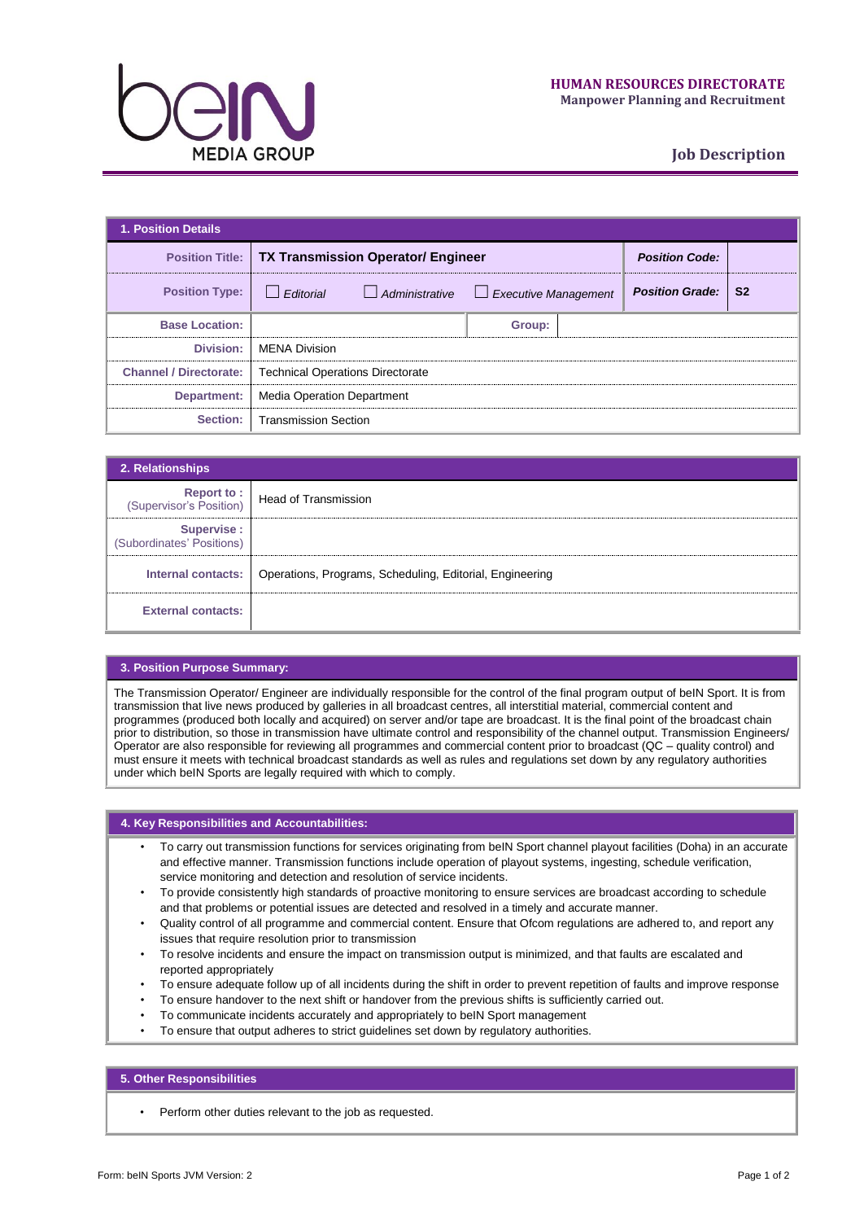**HUMAN RESOURCES DIRECTORATE**
**Manpower Planning and Recruitment**

# Job Description

## 1. Position Details

| | | | |
|---|---|---|---|
| **Position Title:** | **TX Transmission Operator/ Engineer** | ***Position Code:*** | |
| **Position Type:** | ☐ *Editorial* ☐ *Administrative* ☐ *Executive Management* | ***Position Grade:*** | **S2** |
| **Base Location:** | | **Group:** | |
| **Division:** | MENA Division | | |
| **Channel / Directorate:** | Technical Operations Directorate | | |
| **Department:** | Media Operation Department | | |
| **Section:** | Transmission Section | | |

## 2. Relationships

| | |
|---|---|
| **Report to :** (Supervisor's Position) | Head of Transmission |
| **Supervise :** (Subordinates' Positions) | |
| **Internal contacts:** | Operations, Programs, Scheduling, Editorial, Engineering |
| **External contacts:** | |

## 3. Position Purpose Summary:

The Transmission Operator/ Engineer are individually responsible for the control of the final program output of beIN Sport. It is from transmission that live news produced by galleries in all broadcast centres, all interstitial material, commercial content and programmes (produced both locally and acquired) on server and/or tape are broadcast. It is the final point of the broadcast chain prior to distribution, so those in transmission have ultimate control and responsibility of the channel output. Transmission Engineers/ Operator are also responsible for reviewing all programmes and commercial content prior to broadcast (QC – quality control) and must ensure it meets with technical broadcast standards as well as rules and regulations set down by any regulatory authorities under which beIN Sports are legally required with which to comply.

## 4. Key Responsibilities and Accountabilities:

- To carry out transmission functions for services originating from beIN Sport channel playout facilities (Doha) in an accurate and effective manner. Transmission functions include operation of playout systems, ingesting, schedule verification, service monitoring and detection and resolution of service incidents.
- To provide consistently high standards of proactive monitoring to ensure services are broadcast according to schedule and that problems or potential issues are detected and resolved in a timely and accurate manner.
- Quality control of all programme and commercial content. Ensure that Ofcom regulations are adhered to, and report any issues that require resolution prior to transmission
- To resolve incidents and ensure the impact on transmission output is minimized, and that faults are escalated and reported appropriately
- To ensure adequate follow up of all incidents during the shift in order to prevent repetition of faults and improve response
- To ensure handover to the next shift or handover from the previous shifts is sufficiently carried out.
- To communicate incidents accurately and appropriately to beIN Sport management
- To ensure that output adheres to strict guidelines set down by regulatory authorities.

## 5. Other Responsibilities

- Perform other duties relevant to the job as requested.

Form: beIN Sports JVM Version: 2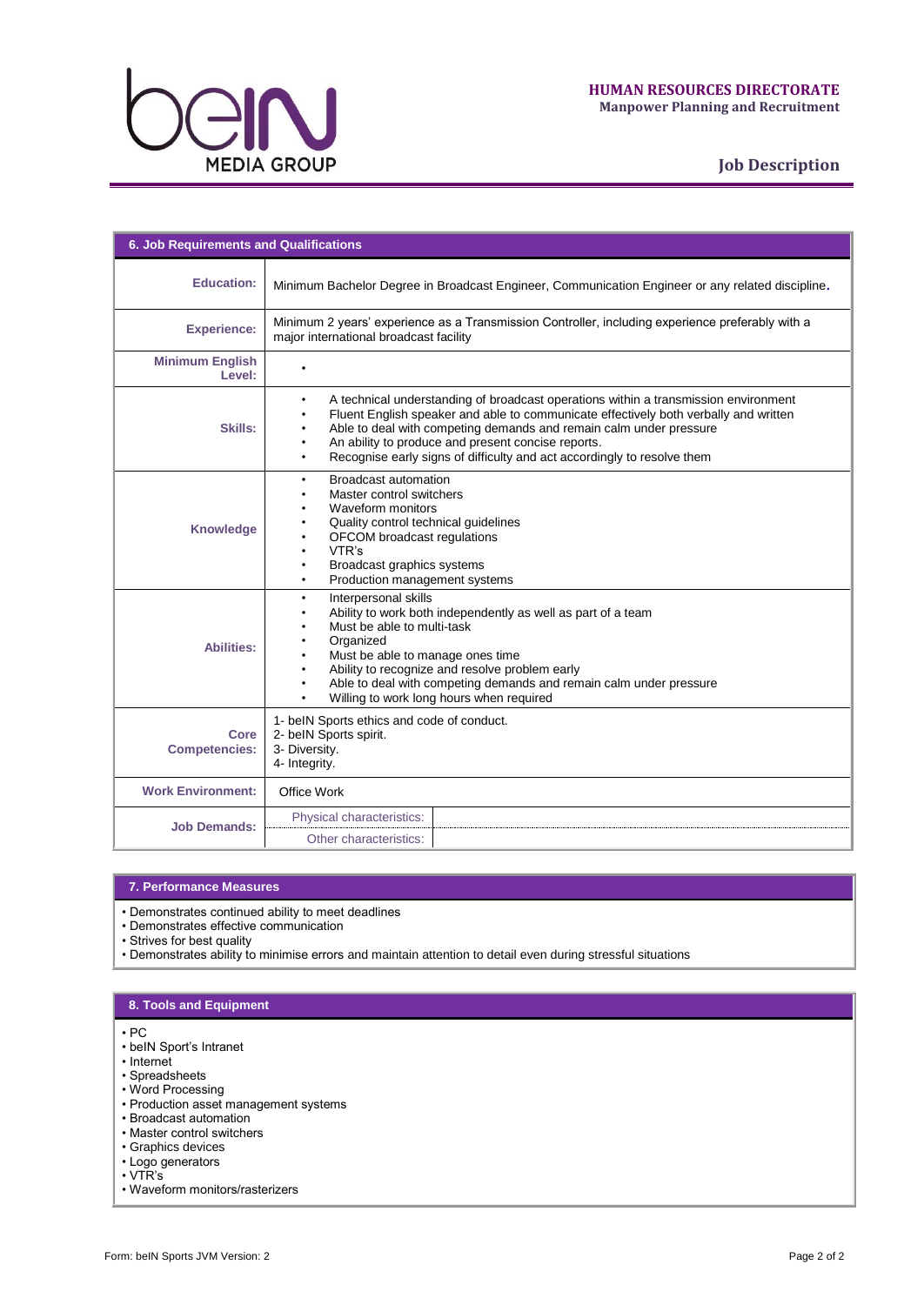**HUMAN RESOURCES DIRECTORATE**
**Manpower Planning and Recruitment**

## Job Description

### 6. Job Requirements and Qualifications

| | |
|---|---|
| **Education:** | Minimum Bachelor Degree in Broadcast Engineer, Communication Engineer or any related discipline. |
| **Experience:** | Minimum 2 years' experience as a Transmission Controller, including experience preferably with a major international broadcast facility |
| **Minimum English Level:** | • |
| **Skills:** | • A technical understanding of broadcast operations within a transmission environment<br>• Fluent English speaker and able to communicate effectively both verbally and written<br>• Able to deal with competing demands and remain calm under pressure<br>• An ability to produce and present concise reports.<br>• Recognise early signs of difficulty and act accordingly to resolve them |
| **Knowledge** | • Broadcast automation<br>• Master control switchers<br>• Waveform monitors<br>• Quality control technical guidelines<br>• OFCOM broadcast regulations<br>• VTR's<br>• Broadcast graphics systems<br>• Production management systems |
| **Abilities:** | • Interpersonal skills<br>• Ability to work both independently as well as part of a team<br>• Must be able to multi-task<br>• Organized<br>• Must be able to manage ones time<br>• Ability to recognize and resolve problem early<br>• Able to deal with competing demands and remain calm under pressure<br>• Willing to work long hours when required |
| **Core Competencies:** | 1- beIN Sports ethics and code of conduct.<br>2- beIN Sports spirit.<br>3- Diversity.<br>4- Integrity. |
| **Work Environment:** | Office Work |
| **Job Demands:** | Physical characteristics:<br>Other characteristics: |

### 7. Performance Measures

- Demonstrates continued ability to meet deadlines
- Demonstrates effective communication
- Strives for best quality
- Demonstrates ability to minimise errors and maintain attention to detail even during stressful situations

### 8. Tools and Equipment

- PC
- beIN Sport's Intranet
- Internet
- Spreadsheets
- Word Processing
- Production asset management systems
- Broadcast automation
- Master control switchers
- Graphics devices
- Logo generators
- VTR's
- Waveform monitors/rasterizers

Form: beIN Sports JVM Version: 2